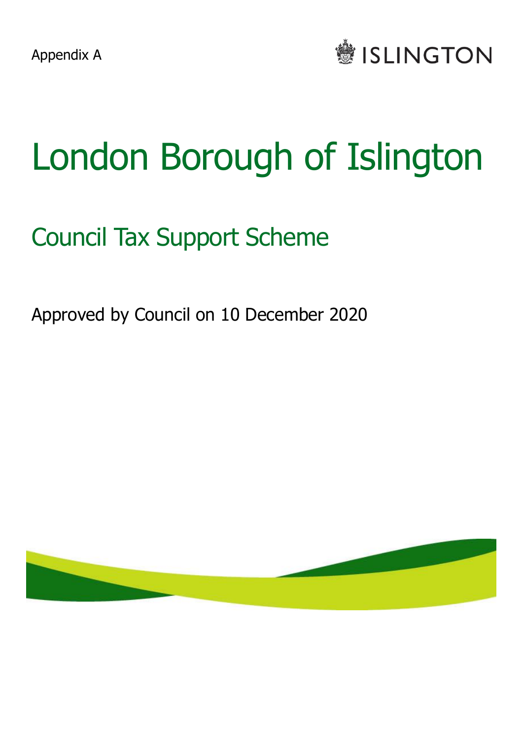Appendix A

ISLINGTON

# London Borough of Islington

## Council Tax Support Scheme

Approved by Council on 10 December 2020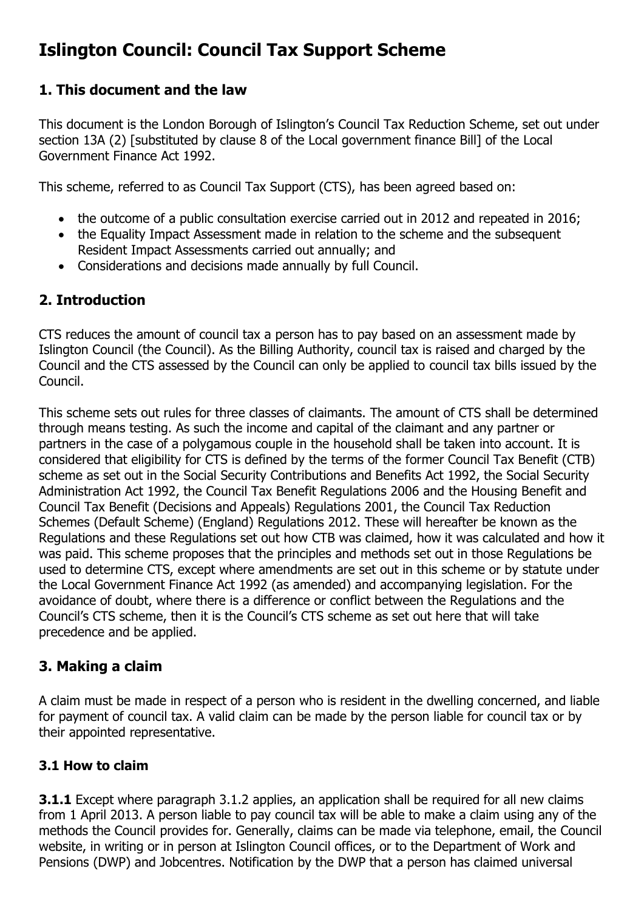# Islington Council: Council Tax Support Scheme

## 1. This document and the law

This document is the London Borough of Islington's Council Tax Reduction Scheme, set out under section 13A (2) [substituted by clause 8 of the Local government finance Bill] of the Local Government Finance Act 1992.

This scheme, referred to as Council Tax Support (CTS), has been agreed based on:

- the outcome of a public consultation exercise carried out in 2012 and repeated in 2016;
- the Equality Impact Assessment made in relation to the scheme and the subsequent Resident Impact Assessments carried out annually; and
- Considerations and decisions made annually by full Council.

## 2. Introduction

CTS reduces the amount of council tax a person has to pay based on an assessment made by Islington Council (the Council). As the Billing Authority, council tax is raised and charged by the Council and the CTS assessed by the Council can only be applied to council tax bills issued by the Council.

This scheme sets out rules for three classes of claimants. The amount of CTS shall be determined through means testing. As such the income and capital of the claimant and any partner or partners in the case of a polygamous couple in the household shall be taken into account. It is considered that eligibility for CTS is defined by the terms of the former Council Tax Benefit (CTB) scheme as set out in the Social Security Contributions and Benefits Act 1992, the Social Security Administration Act 1992, the Council Tax Benefit Regulations 2006 and the Housing Benefit and Council Tax Benefit (Decisions and Appeals) Regulations 2001, the Council Tax Reduction Schemes (Default Scheme) (England) Regulations 2012. These will hereafter be known as the Regulations and these Regulations set out how CTB was claimed, how it was calculated and how it was paid. This scheme proposes that the principles and methods set out in those Regulations be used to determine CTS, except where amendments are set out in this scheme or by statute under the Local Government Finance Act 1992 (as amended) and accompanying legislation. For the avoidance of doubt, where there is a difference or conflict between the Regulations and the Council's CTS scheme, then it is the Council's CTS scheme as set out here that will take precedence and be applied.

## 3. Making a claim

A claim must be made in respect of a person who is resident in the dwelling concerned, and liable for payment of council tax. A valid claim can be made by the person liable for council tax or by their appointed representative.

### 3.1 How to claim

**3.1.1** Except where paragraph 3.1.2 applies, an application shall be required for all new claims from 1 April 2013. A person liable to pay council tax will be able to make a claim using any of the methods the Council provides for. Generally, claims can be made via telephone, email, the Council website, in writing or in person at Islington Council offices, or to the Department of Work and Pensions (DWP) and Jobcentres. Notification by the DWP that a person has claimed universal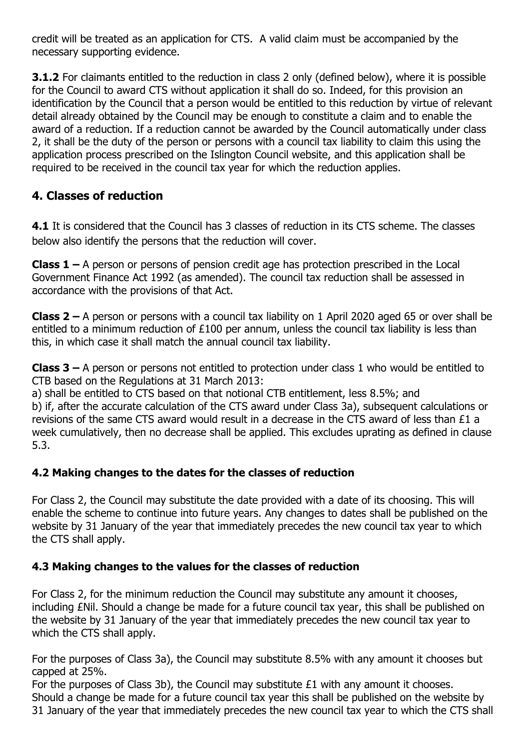credit will be treated as an application for CTS. A valid claim must be accompanied by the necessary supporting evidence.

**3.1.2** For claimants entitled to the reduction in class 2 only (defined below), where it is possible for the Council to award CTS without application it shall do so. Indeed, for this provision an identification by the Council that a person would be entitled to this reduction by virtue of relevant detail already obtained by the Council may be enough to constitute a claim and to enable the award of a reduction. If a reduction cannot be awarded by the Council automatically under class 2, it shall be the duty of the person or persons with a council tax liability to claim this using the application process prescribed on the Islington Council website, and this application shall be required to be received in the council tax year for which the reduction applies.

## 4. Classes of reduction

**4.1** It is considered that the Council has 3 classes of reduction in its CTS scheme. The classes below also identify the persons that the reduction will cover.

**Class 1 –** A person or persons of pension credit age has protection prescribed in the Local Government Finance Act 1992 (as amended). The council tax reduction shall be assessed in accordance with the provisions of that Act.

**Class 2 –** A person or persons with a council tax liability on 1 April 2020 aged 65 or over shall be entitled to a minimum reduction of £100 per annum, unless the council tax liability is less than this, in which case it shall match the annual council tax liability.

**Class 3 –** A person or persons not entitled to protection under class 1 who would be entitled to CTB based on the Regulations at 31 March 2013:

a) shall be entitled to CTS based on that notional CTB entitlement, less 8.5%; and

b) if, after the accurate calculation of the CTS award under Class 3a), subsequent calculations or revisions of the same CTS award would result in a decrease in the CTS award of less than £1 a week cumulatively, then no decrease shall be applied. This excludes uprating as defined in clause 5.3.

### 4.2 Making changes to the dates for the classes of reduction

For Class 2, the Council may substitute the date provided with a date of its choosing. This will enable the scheme to continue into future years. Any changes to dates shall be published on the website by 31 January of the year that immediately precedes the new council tax year to which the CTS shall apply.

### 4.3 Making changes to the values for the classes of reduction

For Class 2, for the minimum reduction the Council may substitute any amount it chooses, including £Nil. Should a change be made for a future council tax year, this shall be published on the website by 31 January of the year that immediately precedes the new council tax year to which the CTS shall apply.

For the purposes of Class 3a), the Council may substitute 8.5% with any amount it chooses but capped at 25%.

For the purposes of Class 3b), the Council may substitute £1 with any amount it chooses. Should a change be made for a future council tax year this shall be published on the website by 31 January of the year that immediately precedes the new council tax year to which the CTS shall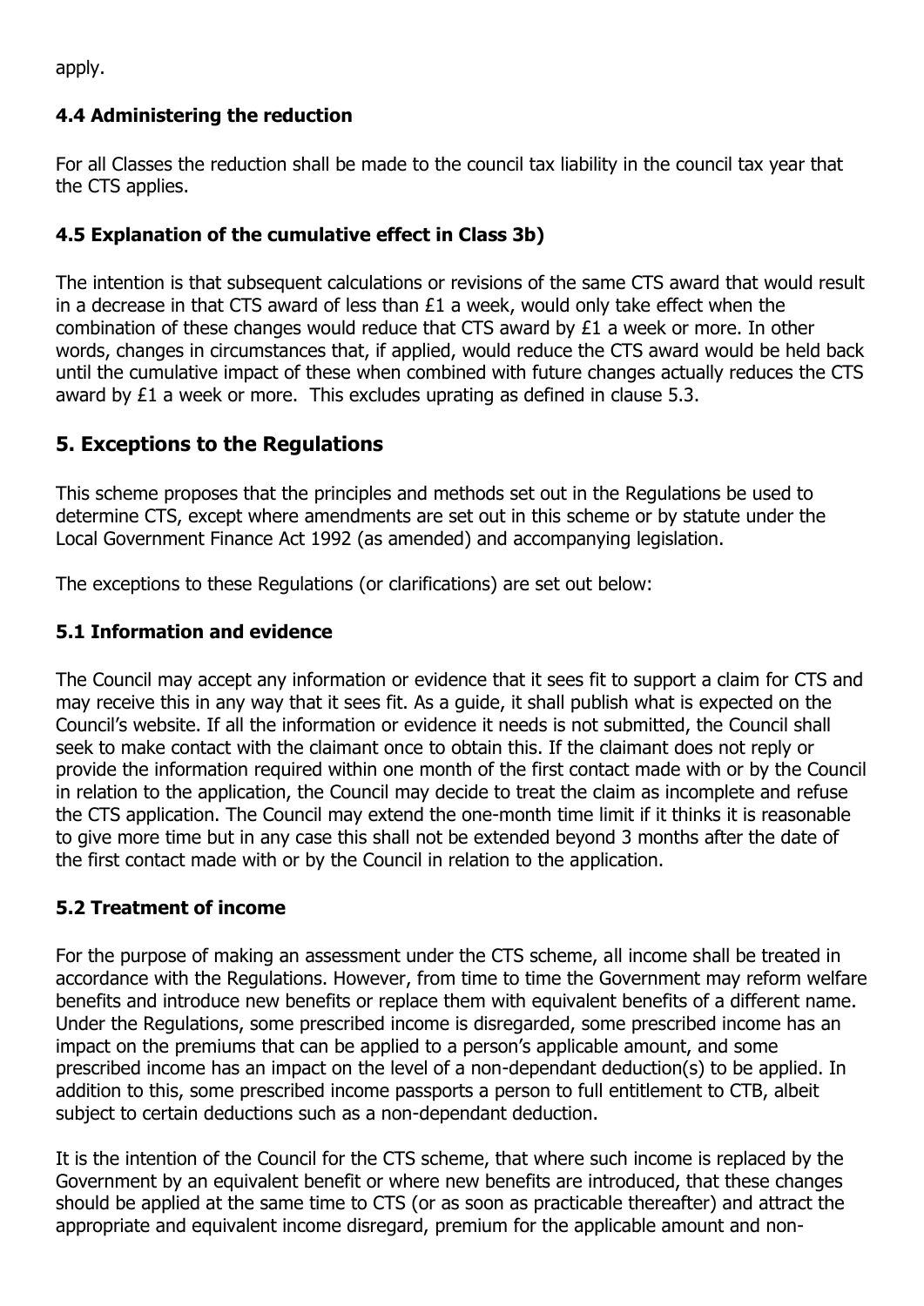apply.

### 4.4 Administering the reduction

For all Classes the reduction shall be made to the council tax liability in the council tax year that the CTS applies.

### 4.5 Explanation of the cumulative effect in Class 3b)

The intention is that subsequent calculations or revisions of the same CTS award that would result in a decrease in that CTS award of less than £1 a week, would only take effect when the combination of these changes would reduce that CTS award by £1 a week or more. In other words, changes in circumstances that, if applied, would reduce the CTS award would be held back until the cumulative impact of these when combined with future changes actually reduces the CTS award by £1 a week or more. This excludes uprating as defined in clause 5.3.

## 5. Exceptions to the Regulations

This scheme proposes that the principles and methods set out in the Regulations be used to determine CTS, except where amendments are set out in this scheme or by statute under the Local Government Finance Act 1992 (as amended) and accompanying legislation.

The exceptions to these Regulations (or clarifications) are set out below:

### 5.1 Information and evidence

The Council may accept any information or evidence that it sees fit to support a claim for CTS and may receive this in any way that it sees fit. As a guide, it shall publish what is expected on the Council's website. If all the information or evidence it needs is not submitted, the Council shall seek to make contact with the claimant once to obtain this. If the claimant does not reply or provide the information required within one month of the first contact made with or by the Council in relation to the application, the Council may decide to treat the claim as incomplete and refuse the CTS application. The Council may extend the one-month time limit if it thinks it is reasonable to give more time but in any case this shall not be extended beyond 3 months after the date of the first contact made with or by the Council in relation to the application.

### 5.2 Treatment of income

For the purpose of making an assessment under the CTS scheme, all income shall be treated in accordance with the Regulations. However, from time to time the Government may reform welfare benefits and introduce new benefits or replace them with equivalent benefits of a different name. Under the Regulations, some prescribed income is disregarded, some prescribed income has an impact on the premiums that can be applied to a person's applicable amount, and some prescribed income has an impact on the level of a non-dependant deduction(s) to be applied. In addition to this, some prescribed income passports a person to full entitlement to CTB, albeit subject to certain deductions such as a non-dependant deduction.

It is the intention of the Council for the CTS scheme, that where such income is replaced by the Government by an equivalent benefit or where new benefits are introduced, that these changes should be applied at the same time to CTS (or as soon as practicable thereafter) and attract the appropriate and equivalent income disregard, premium for the applicable amount and non-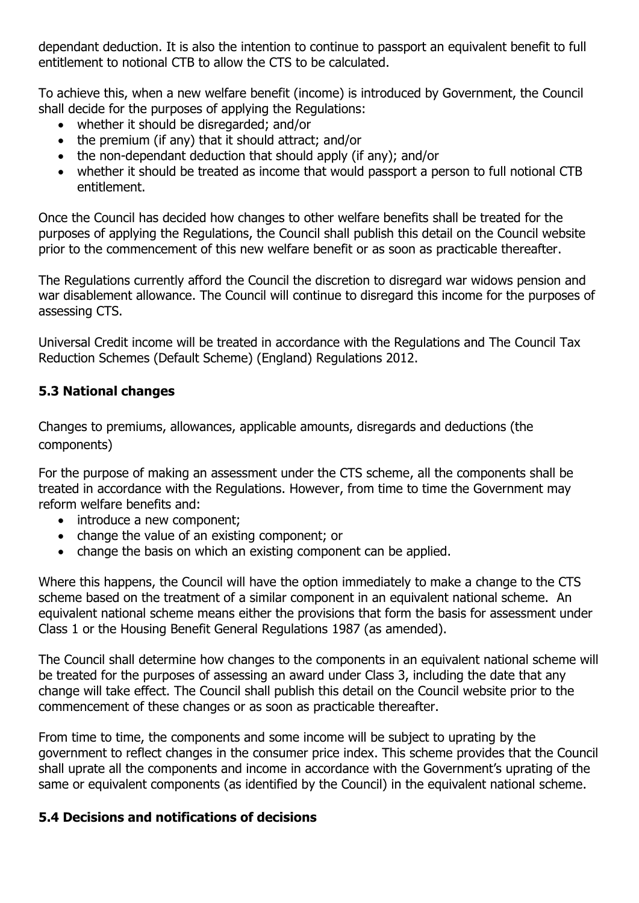dependant deduction. It is also the intention to continue to passport an equivalent benefit to full entitlement to notional CTB to allow the CTS to be calculated.

To achieve this, when a new welfare benefit (income) is introduced by Government, the Council shall decide for the purposes of applying the Regulations:

- whether it should be disregarded; and/or
- the premium (if any) that it should attract; and/or
- the non-dependant deduction that should apply (if any); and/or
- whether it should be treated as income that would passport a person to full notional CTB entitlement.

Once the Council has decided how changes to other welfare benefits shall be treated for the purposes of applying the Regulations, the Council shall publish this detail on the Council website prior to the commencement of this new welfare benefit or as soon as practicable thereafter.

The Regulations currently afford the Council the discretion to disregard war widows pension and war disablement allowance. The Council will continue to disregard this income for the purposes of assessing CTS.

Universal Credit income will be treated in accordance with the Regulations and The Council Tax Reduction Schemes (Default Scheme) (England) Regulations 2012.

### 5.3 National changes

Changes to premiums, allowances, applicable amounts, disregards and deductions (the components)

For the purpose of making an assessment under the CTS scheme, all the components shall be treated in accordance with the Regulations. However, from time to time the Government may reform welfare benefits and:

- introduce a new component;
- change the value of an existing component; or
- change the basis on which an existing component can be applied.

Where this happens, the Council will have the option immediately to make a change to the CTS scheme based on the treatment of a similar component in an equivalent national scheme. An equivalent national scheme means either the provisions that form the basis for assessment under Class 1 or the Housing Benefit General Regulations 1987 (as amended).

The Council shall determine how changes to the components in an equivalent national scheme will be treated for the purposes of assessing an award under Class 3, including the date that any change will take effect. The Council shall publish this detail on the Council website prior to the commencement of these changes or as soon as practicable thereafter.

From time to time, the components and some income will be subject to uprating by the government to reflect changes in the consumer price index. This scheme provides that the Council shall uprate all the components and income in accordance with the Government's uprating of the same or equivalent components (as identified by the Council) in the equivalent national scheme.

### 5.4 Decisions and notifications of decisions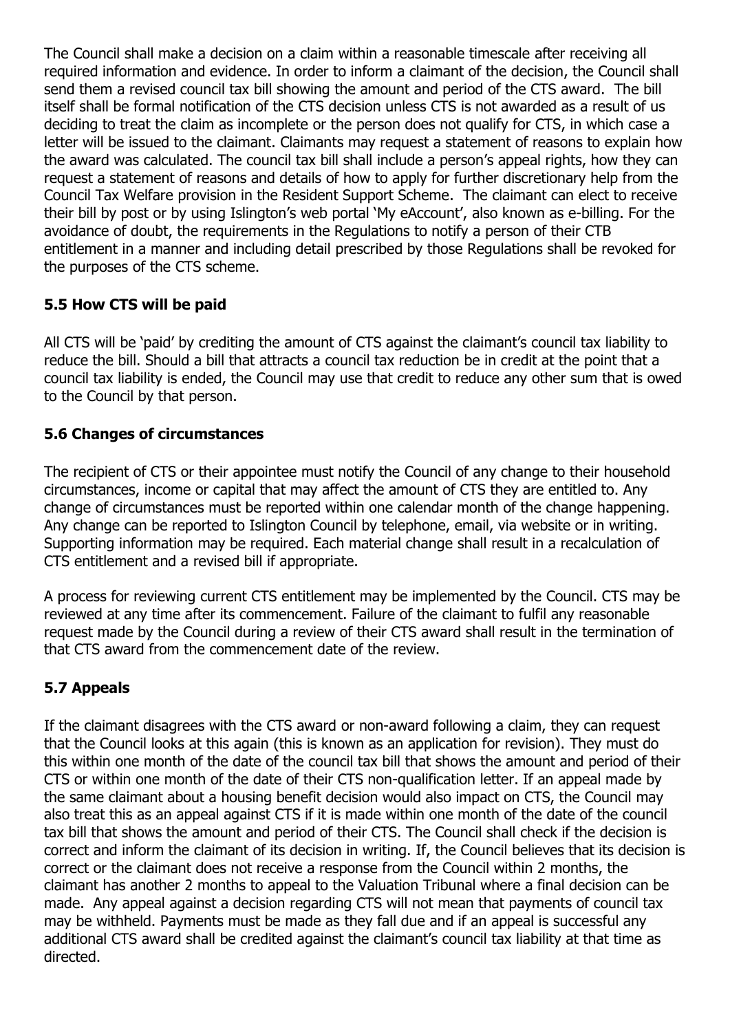The Council shall make a decision on a claim within a reasonable timescale after receiving all required information and evidence. In order to inform a claimant of the decision, the Council shall send them a revised council tax bill showing the amount and period of the CTS award. The bill itself shall be formal notification of the CTS decision unless CTS is not awarded as a result of us deciding to treat the claim as incomplete or the person does not qualify for CTS, in which case a letter will be issued to the claimant. Claimants may request a statement of reasons to explain how the award was calculated. The council tax bill shall include a person's appeal rights, how they can request a statement of reasons and details of how to apply for further discretionary help from the Council Tax Welfare provision in the Resident Support Scheme. The claimant can elect to receive their bill by post or by using Islington's web portal 'My eAccount', also known as e-billing. For the avoidance of doubt, the requirements in the Regulations to notify a person of their CTB entitlement in a manner and including detail prescribed by those Regulations shall be revoked for the purposes of the CTS scheme.

### 5.5 How CTS will be paid

All CTS will be 'paid' by crediting the amount of CTS against the claimant's council tax liability to reduce the bill. Should a bill that attracts a council tax reduction be in credit at the point that a council tax liability is ended, the Council may use that credit to reduce any other sum that is owed to the Council by that person.

### 5.6 Changes of circumstances

The recipient of CTS or their appointee must notify the Council of any change to their household circumstances, income or capital that may affect the amount of CTS they are entitled to. Any change of circumstances must be reported within one calendar month of the change happening. Any change can be reported to Islington Council by telephone, email, via website or in writing. Supporting information may be required. Each material change shall result in a recalculation of CTS entitlement and a revised bill if appropriate.

A process for reviewing current CTS entitlement may be implemented by the Council. CTS may be reviewed at any time after its commencement. Failure of the claimant to fulfil any reasonable request made by the Council during a review of their CTS award shall result in the termination of that CTS award from the commencement date of the review.

### 5.7 Appeals

If the claimant disagrees with the CTS award or non-award following a claim, they can request that the Council looks at this again (this is known as an application for revision). They must do this within one month of the date of the council tax bill that shows the amount and period of their CTS or within one month of the date of their CTS non-qualification letter. If an appeal made by the same claimant about a housing benefit decision would also impact on CTS, the Council may also treat this as an appeal against CTS if it is made within one month of the date of the council tax bill that shows the amount and period of their CTS. The Council shall check if the decision is correct and inform the claimant of its decision in writing. If, the Council believes that its decision is correct or the claimant does not receive a response from the Council within 2 months, the claimant has another 2 months to appeal to the Valuation Tribunal where a final decision can be made. Any appeal against a decision regarding CTS will not mean that payments of council tax may be withheld. Payments must be made as they fall due and if an appeal is successful any additional CTS award shall be credited against the claimant's council tax liability at that time as directed.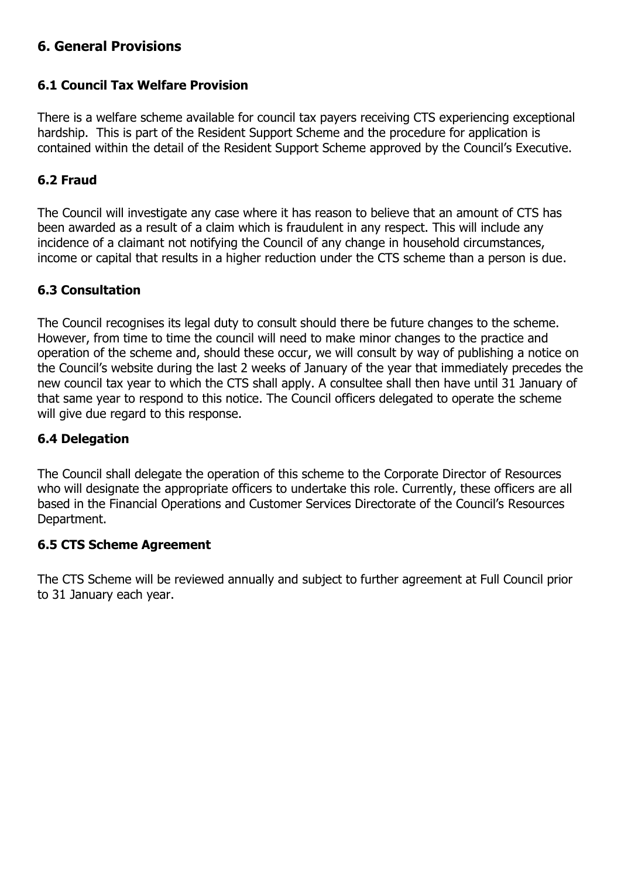## 6. General Provisions

### 6.1 Council Tax Welfare Provision

There is a welfare scheme available for council tax payers receiving CTS experiencing exceptional hardship. This is part of the Resident Support Scheme and the procedure for application is contained within the detail of the Resident Support Scheme approved by the Council's Executive.

### 6.2 Fraud

The Council will investigate any case where it has reason to believe that an amount of CTS has been awarded as a result of a claim which is fraudulent in any respect. This will include any incidence of a claimant not notifying the Council of any change in household circumstances, income or capital that results in a higher reduction under the CTS scheme than a person is due.

### 6.3 Consultation

The Council recognises its legal duty to consult should there be future changes to the scheme. However, from time to time the council will need to make minor changes to the practice and operation of the scheme and, should these occur, we will consult by way of publishing a notice on the Council's website during the last 2 weeks of January of the year that immediately precedes the new council tax year to which the CTS shall apply. A consultee shall then have until 31 January of that same year to respond to this notice. The Council officers delegated to operate the scheme will give due regard to this response.

### 6.4 Delegation

The Council shall delegate the operation of this scheme to the Corporate Director of Resources who will designate the appropriate officers to undertake this role. Currently, these officers are all based in the Financial Operations and Customer Services Directorate of the Council's Resources Department.

### 6.5 CTS Scheme Agreement

The CTS Scheme will be reviewed annually and subject to further agreement at Full Council prior to 31 January each year.